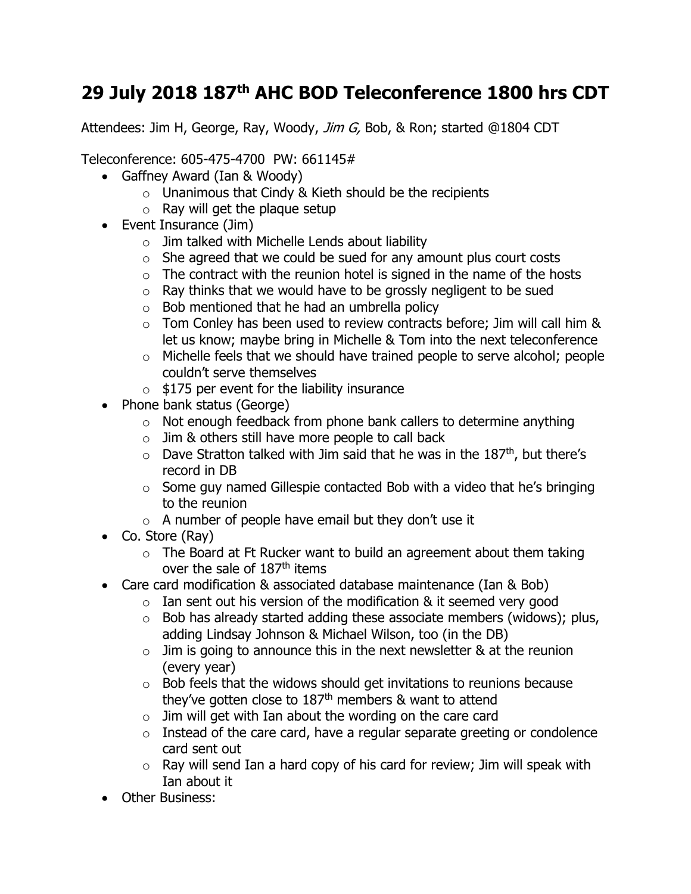# 29 July 2018 187th AHC BOD Teleconference 1800 hrs CDT

Attendees: Jim H, George, Ray, Woody, *Jim G,* Bob, & Ron; started @1804 CDT

Teleconference: 605-475-4700 PW: 661145#

- Gaffney Award (Ian & Woody)
  - Unanimous that Cindy & Kieth should be the recipients
  - Ray will get the plaque setup
- Event Insurance (Jim)
  - Jim talked with Michelle Lends about liability
  - She agreed that we could be sued for any amount plus court costs
  - The contract with the reunion hotel is signed in the name of the hosts
  - Ray thinks that we would have to be grossly negligent to be sued
  - Bob mentioned that he had an umbrella policy
  - Tom Conley has been used to review contracts before; Jim will call him & let us know; maybe bring in Michelle & Tom into the next teleconference
  - Michelle feels that we should have trained people to serve alcohol; people couldn't serve themselves
  - $175 per event for the liability insurance
- Phone bank status (George)
  - Not enough feedback from phone bank callers to determine anything
  - Jim & others still have more people to call back
  - Dave Stratton talked with Jim said that he was in the 187th, but there's record in DB
  - Some guy named Gillespie contacted Bob with a video that he's bringing to the reunion
  - A number of people have email but they don't use it
- Co. Store (Ray)
  - The Board at Ft Rucker want to build an agreement about them taking over the sale of 187th items
- Care card modification & associated database maintenance (Ian & Bob)
  - Ian sent out his version of the modification & it seemed very good
  - Bob has already started adding these associate members (widows); plus, adding Lindsay Johnson & Michael Wilson, too (in the DB)
  - Jim is going to announce this in the next newsletter & at the reunion (every year)
  - Bob feels that the widows should get invitations to reunions because they've gotten close to 187th members & want to attend
  - Jim will get with Ian about the wording on the care card
  - Instead of the care card, have a regular separate greeting or condolence card sent out
  - Ray will send Ian a hard copy of his card for review; Jim will speak with Ian about it
- Other Business: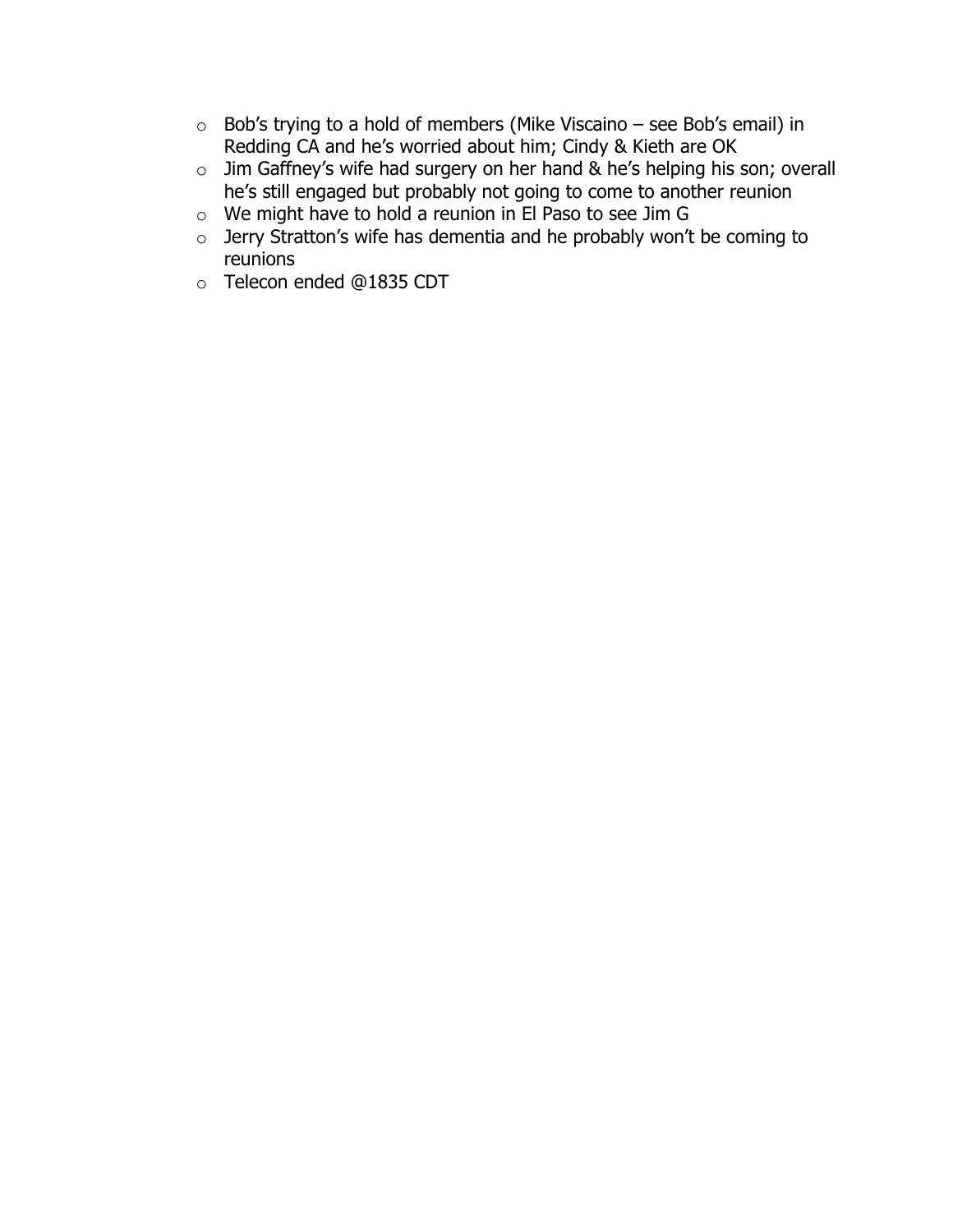- Bob's trying to a hold of members (Mike Viscaino – see Bob's email) in Redding CA and he's worried about him; Cindy & Kieth are OK
- Jim Gaffney's wife had surgery on her hand & he's helping his son; overall he's still engaged but probably not going to come to another reunion
- We might have to hold a reunion in El Paso to see Jim G
- Jerry Stratton's wife has dementia and he probably won't be coming to reunions
- Telecon ended @1835 CDT